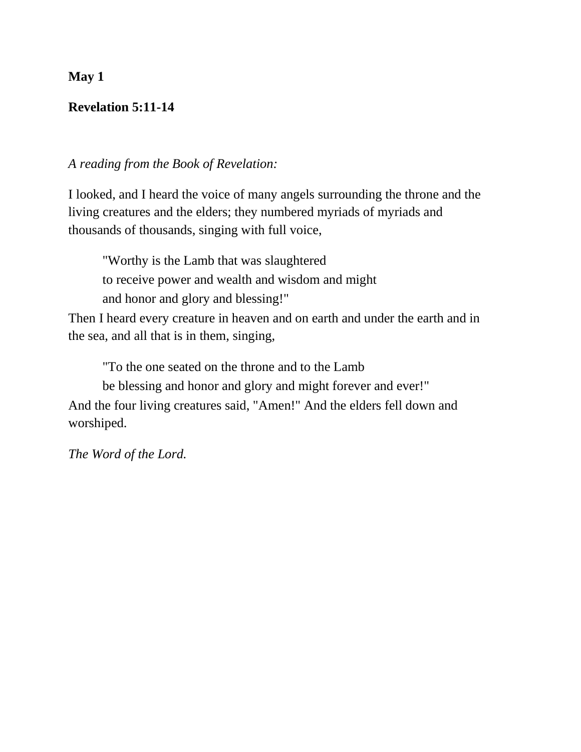**May 1**

**Revelation 5:11-14**

*A reading from the Book of Revelation:*

I looked, and I heard the voice of many angels surrounding the throne and the living creatures and the elders; they numbered myriads of myriads and thousands of thousands, singing with full voice,

> "Worthy is the Lamb that was slaughtered
> to receive power and wealth and wisdom and might
> and honor and glory and blessing!"

Then I heard every creature in heaven and on earth and under the earth and in the sea, and all that is in them, singing,

> "To the one seated on the throne and to the Lamb
> be blessing and honor and glory and might forever and ever!"

And the four living creatures said, "Amen!" And the elders fell down and worshiped.

*The Word of the Lord.*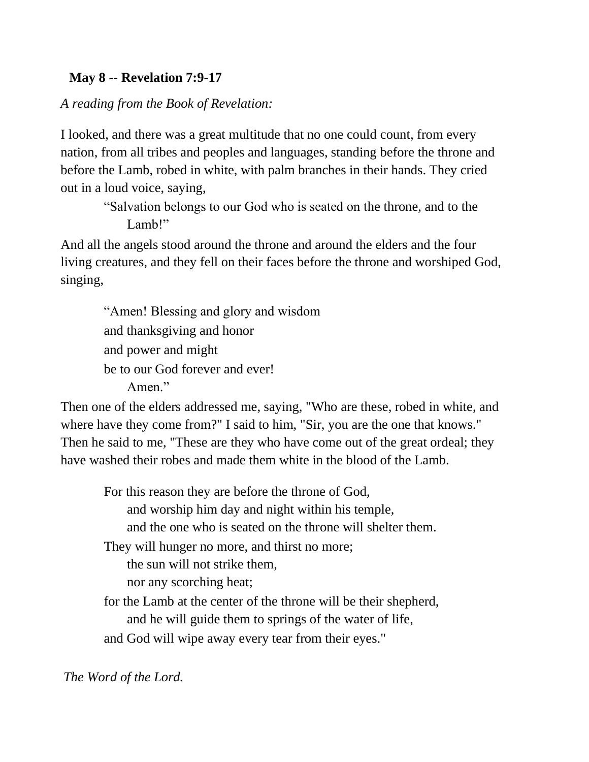**May 8 -- Revelation 7:9-17**

*A reading from the Book of Revelation:*

I looked, and there was a great multitude that no one could count, from every nation, from all tribes and peoples and languages, standing before the throne and before the Lamb, robed in white, with palm branches in their hands. They cried out in a loud voice, saying,

> "Salvation belongs to our God who is seated on the throne, and to the Lamb!"

And all the angels stood around the throne and around the elders and the four living creatures, and they fell on their faces before the throne and worshiped God, singing,

> "Amen! Blessing and glory and wisdom
> and thanksgiving and honor
> and power and might
> be to our God forever and ever!
> Amen."

Then one of the elders addressed me, saying, "Who are these, robed in white, and where have they come from?" I said to him, "Sir, you are the one that knows." Then he said to me, "These are they who have come out of the great ordeal; they have washed their robes and made them white in the blood of the Lamb.

> For this reason they are before the throne of God,
> and worship him day and night within his temple,
> and the one who is seated on the throne will shelter them.
> They will hunger no more, and thirst no more;
> the sun will not strike them,
> nor any scorching heat;
> for the Lamb at the center of the throne will be their shepherd,
> and he will guide them to springs of the water of life,
> and God will wipe away every tear from their eyes."

*The Word of the Lord.*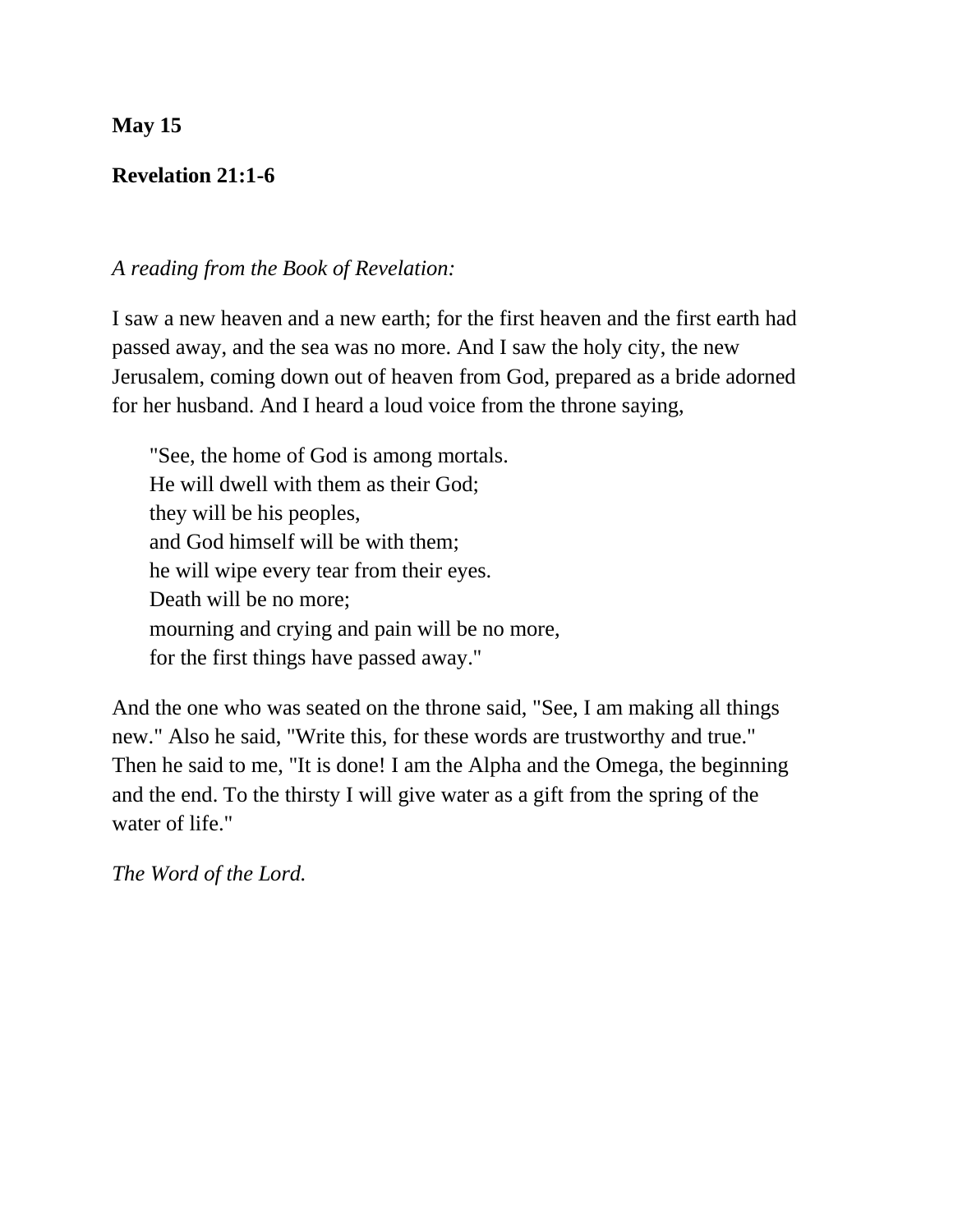**May 15**

**Revelation 21:1-6**

*A reading from the Book of Revelation:*

I saw a new heaven and a new earth; for the first heaven and the first earth had passed away, and the sea was no more. And I saw the holy city, the new Jerusalem, coming down out of heaven from God, prepared as a bride adorned for her husband. And I heard a loud voice from the throne saying,

> "See, the home of God is among mortals.
> He will dwell with them as their God;
> they will be his peoples,
> and God himself will be with them;
> he will wipe every tear from their eyes.
> Death will be no more;
> mourning and crying and pain will be no more,
> for the first things have passed away."

And the one who was seated on the throne said, "See, I am making all things new." Also he said, "Write this, for these words are trustworthy and true." Then he said to me, "It is done! I am the Alpha and the Omega, the beginning and the end. To the thirsty I will give water as a gift from the spring of the water of life."

*The Word of the Lord.*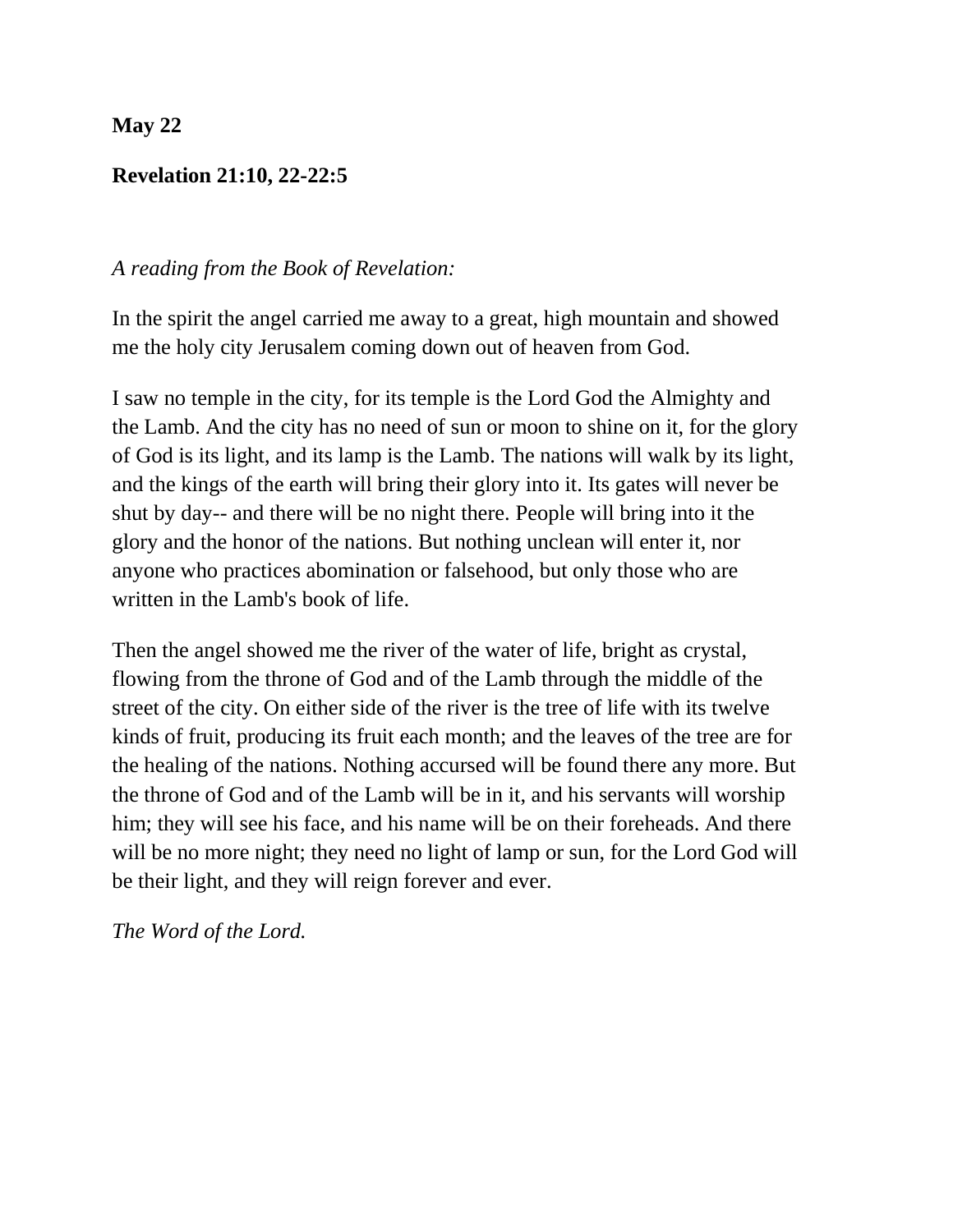**May 22**

**Revelation 21:10, 22-22:5**

*A reading from the Book of Revelation:*

In the spirit the angel carried me away to a great, high mountain and showed me the holy city Jerusalem coming down out of heaven from God.

I saw no temple in the city, for its temple is the Lord God the Almighty and the Lamb. And the city has no need of sun or moon to shine on it, for the glory of God is its light, and its lamp is the Lamb. The nations will walk by its light, and the kings of the earth will bring their glory into it. Its gates will never be shut by day-- and there will be no night there. People will bring into it the glory and the honor of the nations. But nothing unclean will enter it, nor anyone who practices abomination or falsehood, but only those who are written in the Lamb's book of life.

Then the angel showed me the river of the water of life, bright as crystal, flowing from the throne of God and of the Lamb through the middle of the street of the city. On either side of the river is the tree of life with its twelve kinds of fruit, producing its fruit each month; and the leaves of the tree are for the healing of the nations. Nothing accursed will be found there any more. But the throne of God and of the Lamb will be in it, and his servants will worship him; they will see his face, and his name will be on their foreheads. And there will be no more night; they need no light of lamp or sun, for the Lord God will be their light, and they will reign forever and ever.

*The Word of the Lord.*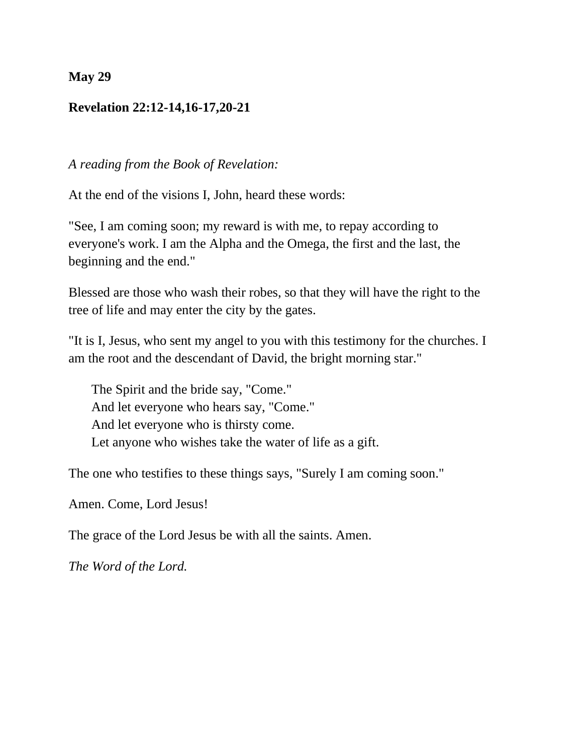**May 29**

**Revelation 22:12-14,16-17,20-21**

*A reading from the Book of Revelation:*

At the end of the visions I, John, heard these words:

"See, I am coming soon; my reward is with me, to repay according to everyone's work. I am the Alpha and the Omega, the first and the last, the beginning and the end."

Blessed are those who wash their robes, so that they will have the right to the tree of life and may enter the city by the gates.

"It is I, Jesus, who sent my angel to you with this testimony for the churches. I am the root and the descendant of David, the bright morning star."

> The Spirit and the bride say, "Come."
> And let everyone who hears say, "Come."
> And let everyone who is thirsty come.
> Let anyone who wishes take the water of life as a gift.

The one who testifies to these things says, "Surely I am coming soon."

Amen. Come, Lord Jesus!

The grace of the Lord Jesus be with all the saints. Amen.

*The Word of the Lord.*